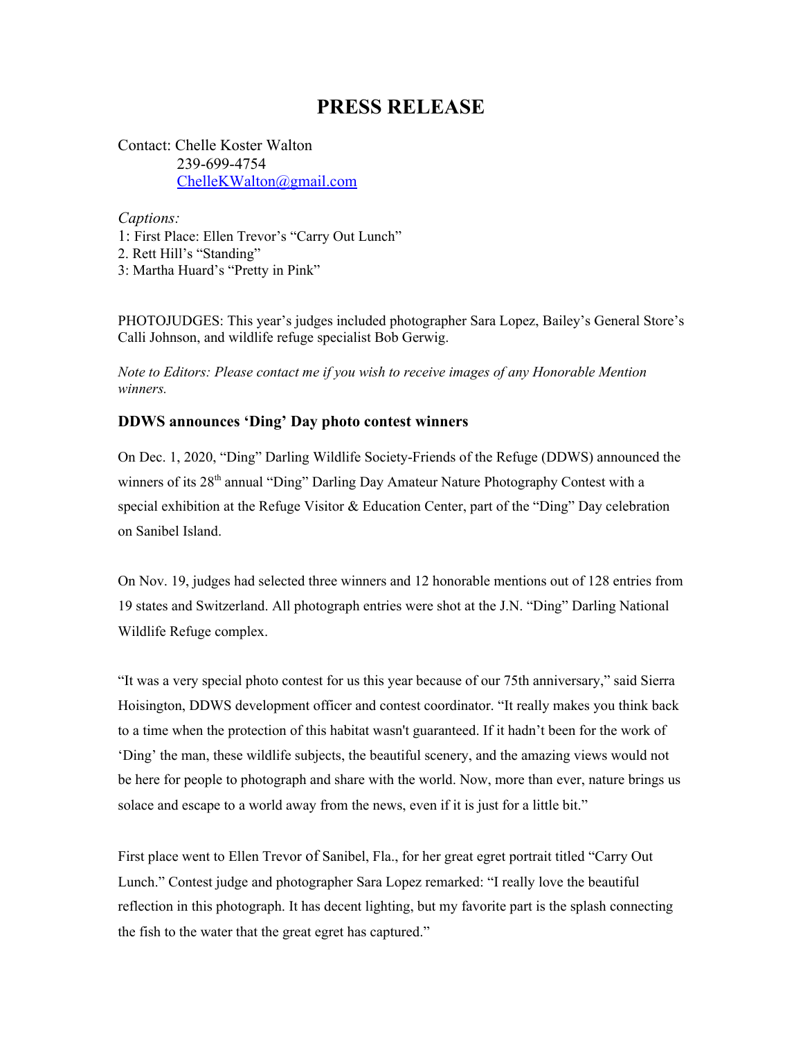# PRESS RELEASE

Contact: Chelle Koster Walton
239-699-4754
ChelleKWalton@gmail.com

*Captions:*
1: First Place: Ellen Trevor's "Carry Out Lunch"
2. Rett Hill's "Standing"
3: Martha Huard's "Pretty in Pink"

PHOTOJUDGES: This year's judges included photographer Sara Lopez, Bailey's General Store's Calli Johnson, and wildlife refuge specialist Bob Gerwig.

*Note to Editors: Please contact me if you wish to receive images of any Honorable Mention winners.*

### DDWS announces 'Ding' Day photo contest winners

On Dec. 1, 2020, "Ding" Darling Wildlife Society-Friends of the Refuge (DDWS) announced the winners of its 28th annual "Ding" Darling Day Amateur Nature Photography Contest with a special exhibition at the Refuge Visitor & Education Center, part of the "Ding" Day celebration on Sanibel Island.

On Nov. 19, judges had selected three winners and 12 honorable mentions out of 128 entries from 19 states and Switzerland. All photograph entries were shot at the J.N. "Ding" Darling National Wildlife Refuge complex.

"It was a very special photo contest for us this year because of our 75th anniversary," said Sierra Hoisington, DDWS development officer and contest coordinator. "It really makes you think back to a time when the protection of this habitat wasn't guaranteed. If it hadn't been for the work of 'Ding' the man, these wildlife subjects, the beautiful scenery, and the amazing views would not be here for people to photograph and share with the world. Now, more than ever, nature brings us solace and escape to a world away from the news, even if it is just for a little bit."

First place went to Ellen Trevor of Sanibel, Fla., for her great egret portrait titled "Carry Out Lunch." Contest judge and photographer Sara Lopez remarked: "I really love the beautiful reflection in this photograph. It has decent lighting, but my favorite part is the splash connecting the fish to the water that the great egret has captured."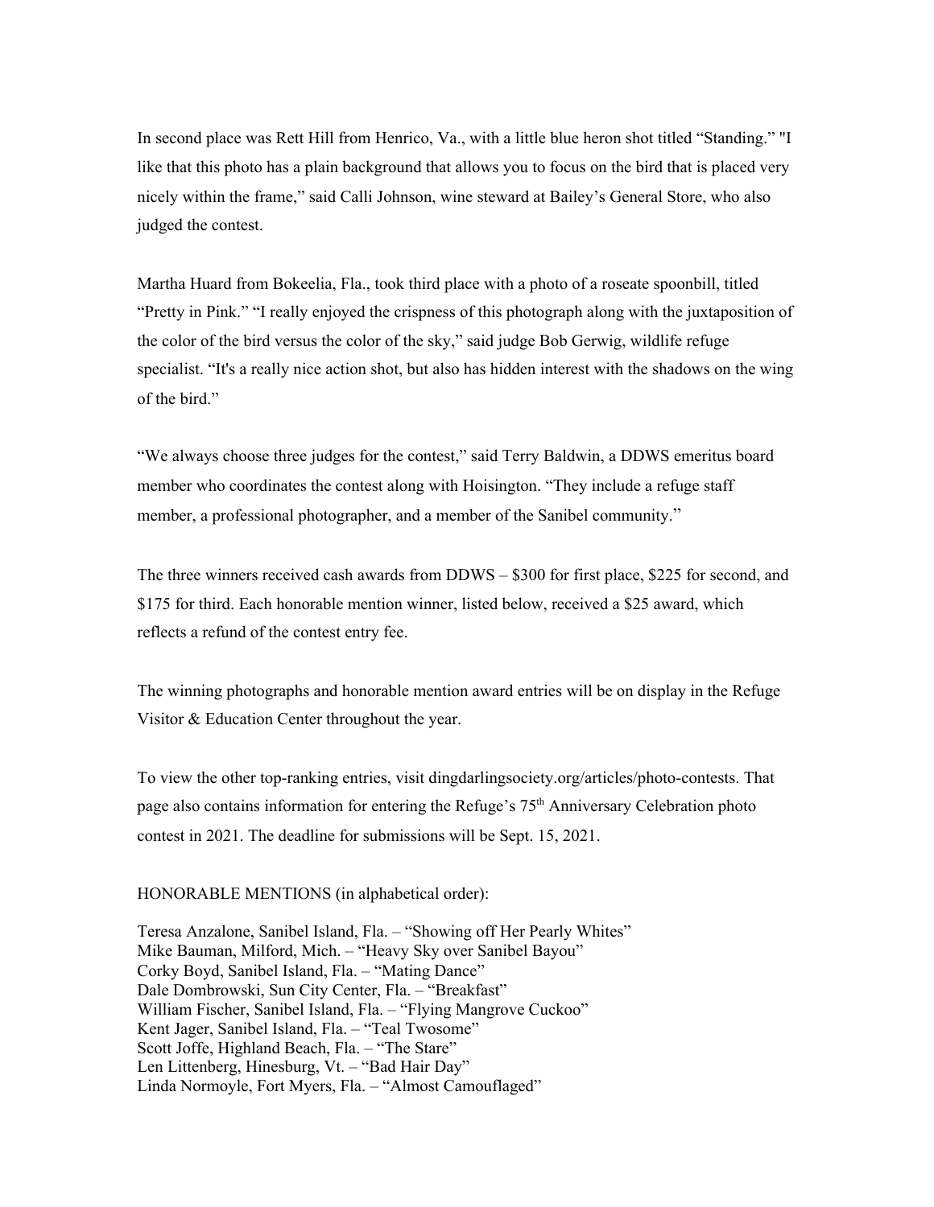In second place was Rett Hill from Henrico, Va., with a little blue heron shot titled “Standing.” "I like that this photo has a plain background that allows you to focus on the bird that is placed very nicely within the frame,” said Calli Johnson, wine steward at Bailey’s General Store, who also judged the contest.

Martha Huard from Bokeelia, Fla., took third place with a photo of a roseate spoonbill, titled “Pretty in Pink.” “I really enjoyed the crispness of this photograph along with the juxtaposition of the color of the bird versus the color of the sky,” said judge Bob Gerwig, wildlife refuge specialist. “It's a really nice action shot, but also has hidden interest with the shadows on the wing of the bird.”

“We always choose three judges for the contest,” said Terry Baldwin, a DDWS emeritus board member who coordinates the contest along with Hoisington. “They include a refuge staff member, a professional photographer, and a member of the Sanibel community.”

The three winners received cash awards from DDWS – $300 for first place, $225 for second, and $175 for third. Each honorable mention winner, listed below, received a $25 award, which reflects a refund of the contest entry fee.

The winning photographs and honorable mention award entries will be on display in the Refuge Visitor & Education Center throughout the year.

To view the other top-ranking entries, visit dingdarlingsociety.org/articles/photo-contests. That page also contains information for entering the Refuge’s 75th Anniversary Celebration photo contest in 2021. The deadline for submissions will be Sept. 15, 2021.

HONORABLE MENTIONS (in alphabetical order):

Teresa Anzalone, Sanibel Island, Fla. – “Showing off Her Pearly Whites”
Mike Bauman, Milford, Mich. – “Heavy Sky over Sanibel Bayou”
Corky Boyd, Sanibel Island, Fla. – “Mating Dance”
Dale Dombrowski, Sun City Center, Fla. – “Breakfast”
William Fischer, Sanibel Island, Fla. – “Flying Mangrove Cuckoo”
Kent Jager, Sanibel Island, Fla. – “Teal Twosome”
Scott Joffe, Highland Beach, Fla. – “The Stare”
Len Littenberg, Hinesburg, Vt. – “Bad Hair Day”
Linda Normoyle, Fort Myers, Fla. – “Almost Camouflaged”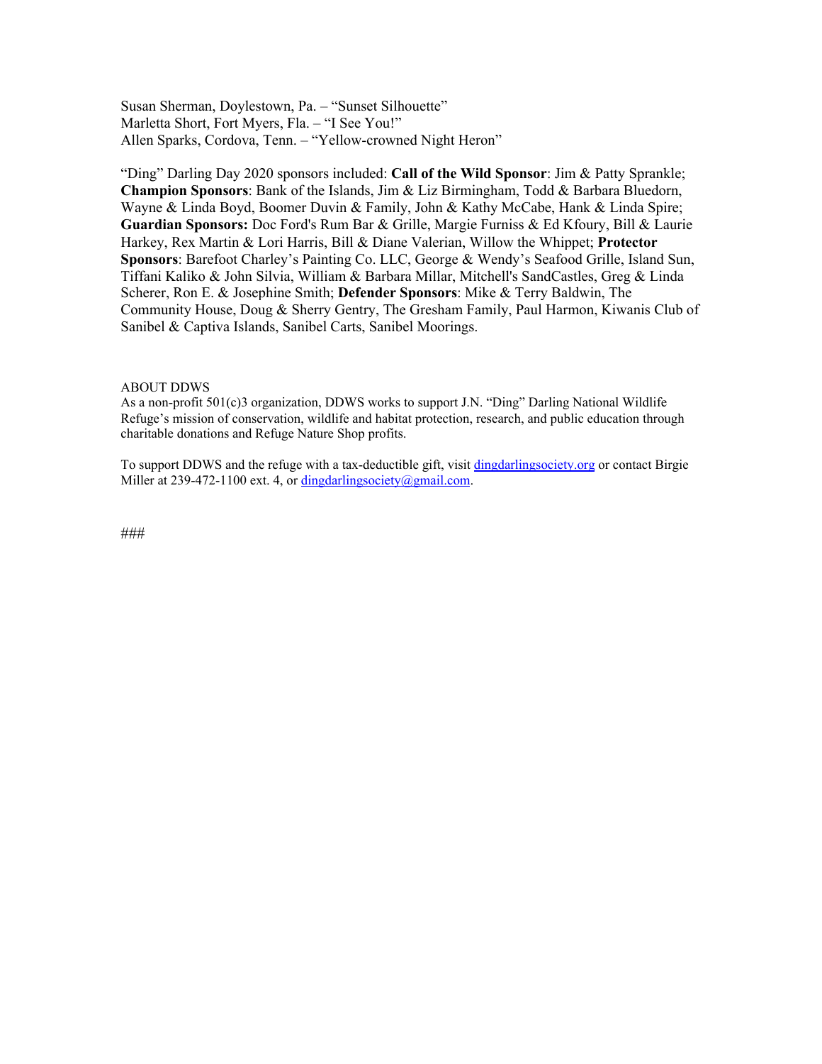Susan Sherman, Doylestown, Pa. – "Sunset Silhouette"
Marletta Short, Fort Myers, Fla. – "I See You!"
Allen Sparks, Cordova, Tenn. – "Yellow-crowned Night Heron"

"Ding" Darling Day 2020 sponsors included: **Call of the Wild Sponsor**: Jim & Patty Sprankle; **Champion Sponsors**: Bank of the Islands, Jim & Liz Birmingham, Todd & Barbara Bluedorn, Wayne & Linda Boyd, Boomer Duvin & Family, John & Kathy McCabe, Hank & Linda Spire; **Guardian Sponsors:** Doc Ford's Rum Bar & Grille, Margie Furniss & Ed Kfoury, Bill & Laurie Harkey, Rex Martin & Lori Harris, Bill & Diane Valerian, Willow the Whippet; **Protector Sponsors**: Barefoot Charley's Painting Co. LLC, George & Wendy's Seafood Grille, Island Sun, Tiffani Kaliko & John Silvia, William & Barbara Millar, Mitchell's SandCastles, Greg & Linda Scherer, Ron E. & Josephine Smith; **Defender Sponsors**: Mike & Terry Baldwin, The Community House, Doug & Sherry Gentry, The Gresham Family, Paul Harmon, Kiwanis Club of Sanibel & Captiva Islands, Sanibel Carts, Sanibel Moorings.

ABOUT DDWS

As a non-profit 501(c)3 organization, DDWS works to support J.N. "Ding" Darling National Wildlife Refuge's mission of conservation, wildlife and habitat protection, research, and public education through charitable donations and Refuge Nature Shop profits.

To support DDWS and the refuge with a tax-deductible gift, visit [dingdarlingsociety.org](dingdarlingsociety.org) or contact Birgie Miller at 239-472-1100 ext. 4, or [dingdarlingsociety@gmail.com](mailto:dingdarlingsociety@gmail.com).

###